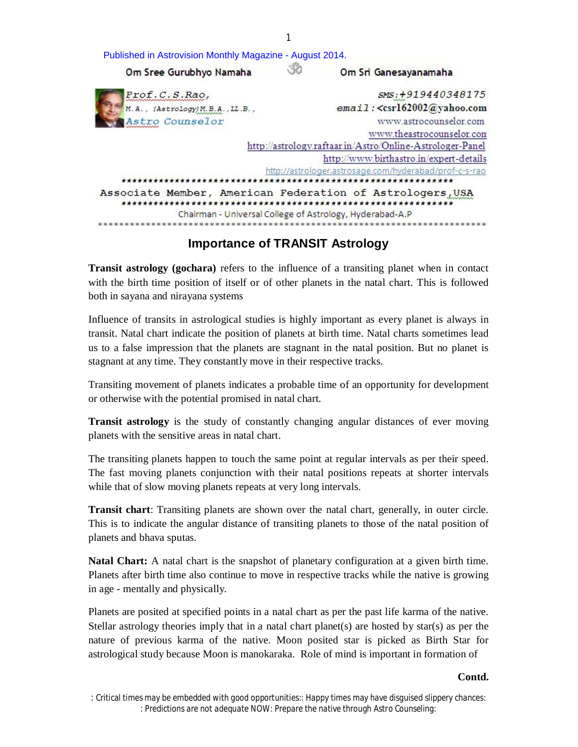Published in Astrovision Monthly Magazine - August 2014.

Om Sree Gurubhyo Namaha ॐ Om Sri Ganesayanamaha

Prof.C.S.Rao,
M.A., (Astrology)M.B.A.,LL.B.,
Astro Counselor

SMS:+919440348175
email:<csr162002@yahoo.com
www.astrocounselor.com
www.theastrocounselor.com
http://astrology.raftaar.in/Astro/Online-Astrologer-Panel
http://www.birthastro.in/expert-details
http://astrologer.astrosage.com/hyderabad/prof-c-s-rao

Associate Member, American Federation of Astrologers,USA

Chairman - Universal College of Astrology, Hyderabad-A.P

## Importance of TRANSIT Astrology

**Transit astrology (gochara)** refers to the influence of a transiting planet when in contact with the birth time position of itself or of other planets in the natal chart. This is followed both in sayana and nirayana systems

Influence of transits in astrological studies is highly important as every planet is always in transit. Natal chart indicate the position of planets at birth time. Natal charts sometimes lead us to a false impression that the planets are stagnant in the natal position. But no planet is stagnant at any time. They constantly move in their respective tracks.

Transiting movement of planets indicates a probable time of an opportunity for development or otherwise with the potential promised in natal chart.

**Transit astrology** is the study of constantly changing angular distances of ever moving planets with the sensitive areas in natal chart.

The transiting planets happen to touch the same point at regular intervals as per their speed. The fast moving planets conjunction with their natal positions repeats at shorter intervals while that of slow moving planets repeats at very long intervals.

**Transit chart**: Transiting planets are shown over the natal chart, generally, in outer circle. This is to indicate the angular distance of transiting planets to those of the natal position of planets and bhava sputas.

**Natal Chart:** A natal chart is the snapshot of planetary configuration at a given birth time. Planets after birth time also continue to move in respective tracks while the native is growing in age - mentally and physically.

Planets are posited at specified points in a natal chart as per the past life karma of the native. Stellar astrology theories imply that in a natal chart planet(s) are hosted by star(s) as per the nature of previous karma of the native. Moon posited star is picked as Birth Star for astrological study because Moon is manokaraka. Role of mind is important in formation of

**Contd.**

: Critical times may be embedded with good opportunities:: Happy times may have disguised slippery chances:
: Predictions are not adequate NOW: Prepare the native through Astro Counseling: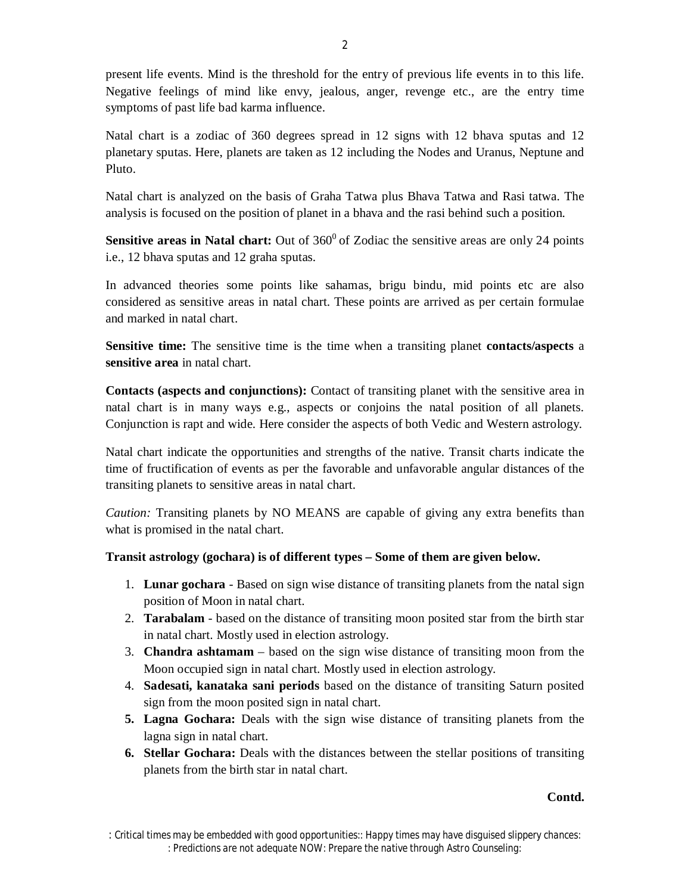present life events. Mind is the threshold for the entry of previous life events in to this life. Negative feelings of mind like envy, jealous, anger, revenge etc., are the entry time symptoms of past life bad karma influence.

Natal chart is a zodiac of 360 degrees spread in 12 signs with 12 bhava sputas and 12 planetary sputas. Here, planets are taken as 12 including the Nodes and Uranus, Neptune and Pluto.

Natal chart is analyzed on the basis of Graha Tatwa plus Bhava Tatwa and Rasi tatwa. The analysis is focused on the position of planet in a bhava and the rasi behind such a position.

**Sensitive areas in Natal chart:** Out of $360^0$ of Zodiac the sensitive areas are only 24 points i.e., 12 bhava sputas and 12 graha sputas.

In advanced theories some points like sahamas, brigu bindu, mid points etc are also considered as sensitive areas in natal chart. These points are arrived as per certain formulae and marked in natal chart.

**Sensitive time:** The sensitive time is the time when a transiting planet **contacts/aspects** a **sensitive area** in natal chart.

**Contacts (aspects and conjunctions):** Contact of transiting planet with the sensitive area in natal chart is in many ways e.g., aspects or conjoins the natal position of all planets. Conjunction is rapt and wide. Here consider the aspects of both Vedic and Western astrology.

Natal chart indicate the opportunities and strengths of the native. Transit charts indicate the time of fructification of events as per the favorable and unfavorable angular distances of the transiting planets to sensitive areas in natal chart.

*Caution:* Transiting planets by NO MEANS are capable of giving any extra benefits than what is promised in the natal chart.

**Transit astrology (gochara) is of different types – Some of them are given below.**

1. **Lunar gochara** - Based on sign wise distance of transiting planets from the natal sign position of Moon in natal chart.
2. **Tarabalam** - based on the distance of transiting moon posited star from the birth star in natal chart. Mostly used in election astrology.
3. **Chandra ashtamam** – based on the sign wise distance of transiting moon from the Moon occupied sign in natal chart. Mostly used in election astrology.
4. **Sadesati, kanataka sani periods** based on the distance of transiting Saturn posited sign from the moon posited sign in natal chart.
5. **Lagna Gochara:** Deals with the sign wise distance of transiting planets from the lagna sign in natal chart.
6. **Stellar Gochara:** Deals with the distances between the stellar positions of transiting planets from the birth star in natal chart.

**Contd.**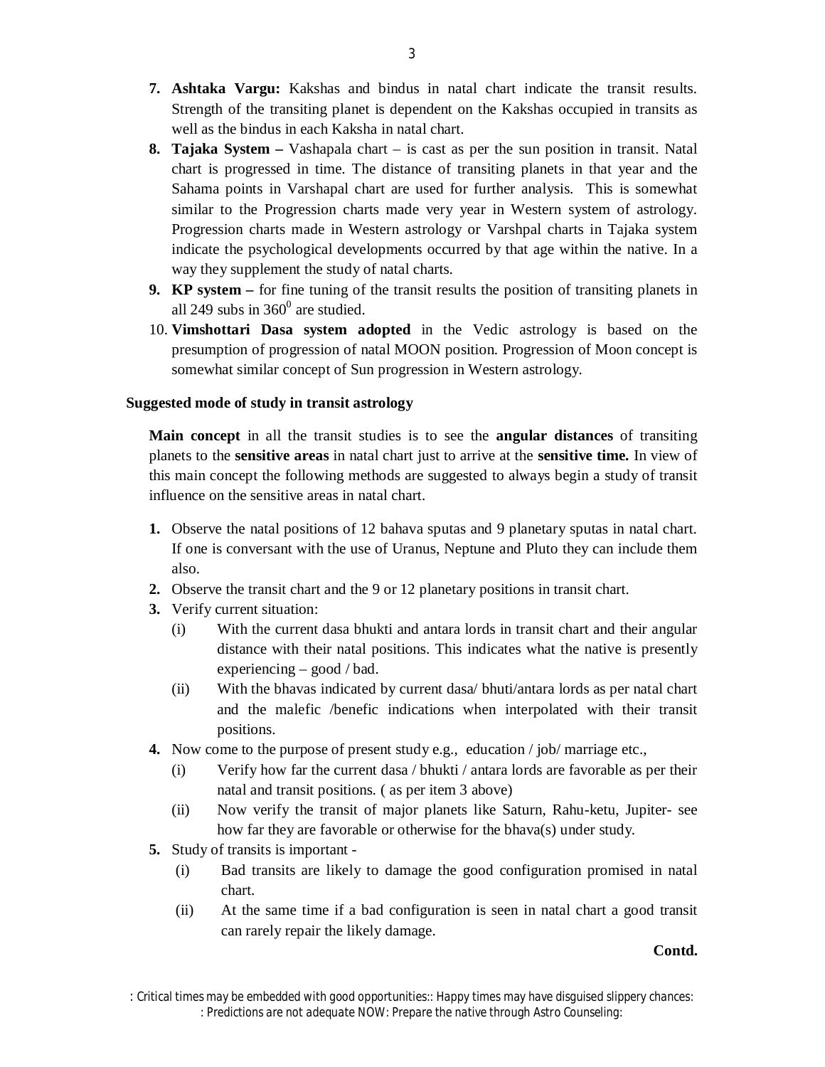7. **Ashtaka Vargu:** Kakshas and bindus in natal chart indicate the transit results. Strength of the transiting planet is dependent on the Kakshas occupied in transits as well as the bindus in each Kaksha in natal chart.
8. **Tajaka System –** Vashapala chart – is cast as per the sun position in transit. Natal chart is progressed in time. The distance of transiting planets in that year and the Sahama points in Varshapal chart are used for further analysis. This is somewhat similar to the Progression charts made very year in Western system of astrology. Progression charts made in Western astrology or Varshpal charts in Tajaka system indicate the psychological developments occurred by that age within the native. In a way they supplement the study of natal charts.
9. **KP system –** for fine tuning of the transit results the position of transiting planets in all 249 subs in $360^0$ are studied.
10. **Vimshottari Dasa system adopted** in the Vedic astrology is based on the presumption of progression of natal MOON position. Progression of Moon concept is somewhat similar concept of Sun progression in Western astrology.

**Suggested mode of study in transit astrology**

**Main concept** in all the transit studies is to see the **angular distances** of transiting planets to the **sensitive areas** in natal chart just to arrive at the **sensitive time.** In view of this main concept the following methods are suggested to always begin a study of transit influence on the sensitive areas in natal chart.

1. Observe the natal positions of 12 bahava sputas and 9 planetary sputas in natal chart. If one is conversant with the use of Uranus, Neptune and Pluto they can include them also.
2. Observe the transit chart and the 9 or 12 planetary positions in transit chart.
3. Verify current situation:
   - (i) With the current dasa bhukti and antara lords in transit chart and their angular distance with their natal positions. This indicates what the native is presently experiencing – good / bad.
   - (ii) With the bhavas indicated by current dasa/ bhuti/antara lords as per natal chart and the malefic /benefic indications when interpolated with their transit positions.
4. Now come to the purpose of present study e.g., education / job/ marriage etc.,
   - (i) Verify how far the current dasa / bhukti / antara lords are favorable as per their natal and transit positions. ( as per item 3 above)
   - (ii) Now verify the transit of major planets like Saturn, Rahu-ketu, Jupiter- see how far they are favorable or otherwise for the bhava(s) under study.
5. Study of transits is important -
   - (i) Bad transits are likely to damage the good configuration promised in natal chart.
   - (ii) At the same time if a bad configuration is seen in natal chart a good transit can rarely repair the likely damage.

**Contd.**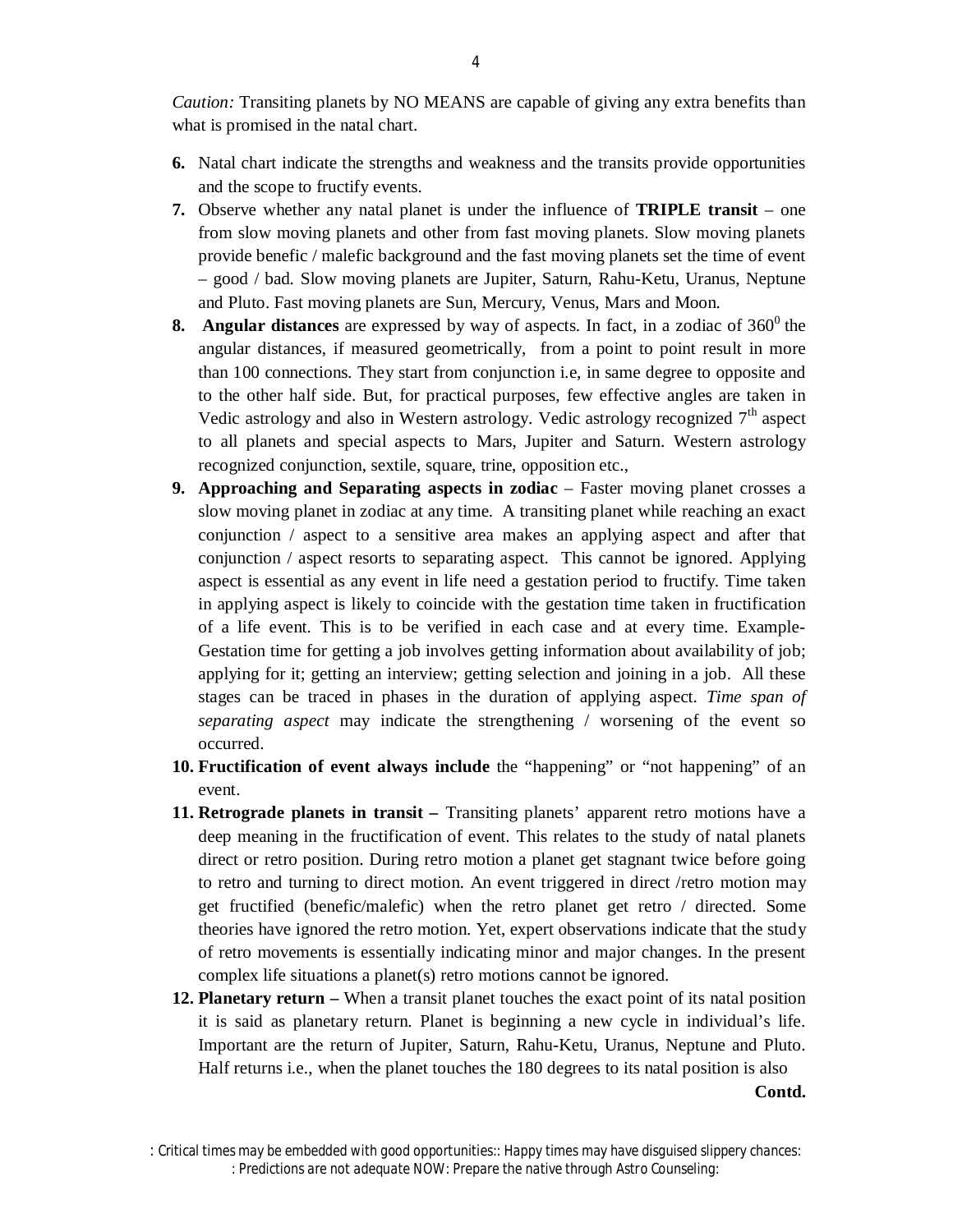*Caution:* Transiting planets by NO MEANS are capable of giving any extra benefits than what is promised in the natal chart.

6. Natal chart indicate the strengths and weakness and the transits provide opportunities and the scope to fructify events.
7. Observe whether any natal planet is under the influence of **TRIPLE transit** – one from slow moving planets and other from fast moving planets. Slow moving planets provide benefic / malefic background and the fast moving planets set the time of event – good / bad. Slow moving planets are Jupiter, Saturn, Rahu-Ketu, Uranus, Neptune and Pluto. Fast moving planets are Sun, Mercury, Venus, Mars and Moon.
8. **Angular distances** are expressed by way of aspects. In fact, in a zodiac of $360^0$ the angular distances, if measured geometrically, from a point to point result in more than 100 connections. They start from conjunction i.e, in same degree to opposite and to the other half side. But, for practical purposes, few effective angles are taken in Vedic astrology and also in Western astrology. Vedic astrology recognized 7th aspect to all planets and special aspects to Mars, Jupiter and Saturn. Western astrology recognized conjunction, sextile, square, trine, opposition etc.,
9. **Approaching and Separating aspects in zodiac** – Faster moving planet crosses a slow moving planet in zodiac at any time. A transiting planet while reaching an exact conjunction / aspect to a sensitive area makes an applying aspect and after that conjunction / aspect resorts to separating aspect. This cannot be ignored. Applying aspect is essential as any event in life need a gestation period to fructify. Time taken in applying aspect is likely to coincide with the gestation time taken in fructification of a life event. This is to be verified in each case and at every time. Example- Gestation time for getting a job involves getting information about availability of job; applying for it; getting an interview; getting selection and joining in a job. All these stages can be traced in phases in the duration of applying aspect. *Time span of separating aspect* may indicate the strengthening / worsening of the event so occurred.
10. **Fructification of event always include** the "happening" or "not happening" of an event.
11. **Retrograde planets in transit –** Transiting planets' apparent retro motions have a deep meaning in the fructification of event. This relates to the study of natal planets direct or retro position. During retro motion a planet get stagnant twice before going to retro and turning to direct motion. An event triggered in direct /retro motion may get fructified (benefic/malefic) when the retro planet get retro / directed. Some theories have ignored the retro motion. Yet, expert observations indicate that the study of retro movements is essentially indicating minor and major changes. In the present complex life situations a planet(s) retro motions cannot be ignored.
12. **Planetary return –** When a transit planet touches the exact point of its natal position it is said as planetary return. Planet is beginning a new cycle in individual's life. Important are the return of Jupiter, Saturn, Rahu-Ketu, Uranus, Neptune and Pluto. Half returns i.e., when the planet touches the 180 degrees to its natal position is also

**Contd.**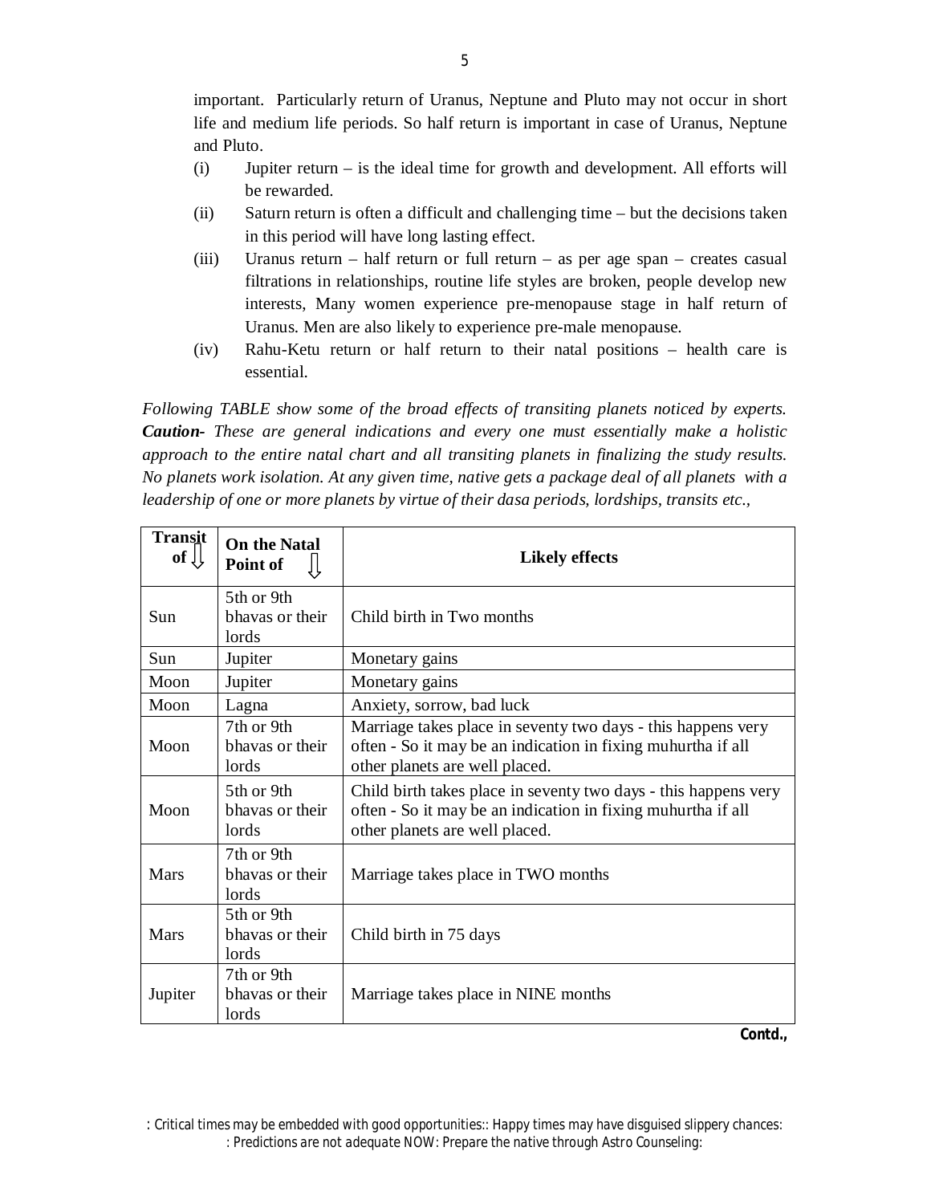important. Particularly return of Uranus, Neptune and Pluto may not occur in short life and medium life periods. So half return is important in case of Uranus, Neptune and Pluto.

(i) Jupiter return – is the ideal time for growth and development. All efforts will be rewarded.

(ii) Saturn return is often a difficult and challenging time – but the decisions taken in this period will have long lasting effect.

(iii) Uranus return – half return or full return – as per age span – creates casual filtrations in relationships, routine life styles are broken, people develop new interests, Many women experience pre-menopause stage in half return of Uranus. Men are also likely to experience pre-male menopause.

(iv) Rahu-Ketu return or half return to their natal positions – health care is essential.

*Following TABLE show some of the broad effects of transiting planets noticed by experts.* ***Caution-*** *These are general indications and every one must essentially make a holistic approach to the entire natal chart and all transiting planets in finalizing the study results. No planets work isolation. At any given time, native gets a package deal of all planets with a leadership of one or more planets by virtue of their dasa periods, lordships, transits etc.,*

| Transit of ⇩ | On the Natal Point of ⇩ | Likely effects |
|---|---|---|
| Sun | 5th or 9th bhavas or their lords | Child birth in Two months |
| Sun | Jupiter | Monetary gains |
| Moon | Jupiter | Monetary gains |
| Moon | Lagna | Anxiety, sorrow, bad luck |
| Moon | 7th or 9th bhavas or their lords | Marriage takes place in seventy two days - this happens very often - So it may be an indication in fixing muhurtha if all other planets are well placed. |
| Moon | 5th or 9th bhavas or their lords | Child birth takes place in seventy two days - this happens very often - So it may be an indication in fixing muhurtha if all other planets are well placed. |
| Mars | 7th or 9th bhavas or their lords | Marriage takes place in TWO months |
| Mars | 5th or 9th bhavas or their lords | Child birth in 75 days |
| Jupiter | 7th or 9th bhavas or their lords | Marriage takes place in NINE months |

**Contd.,**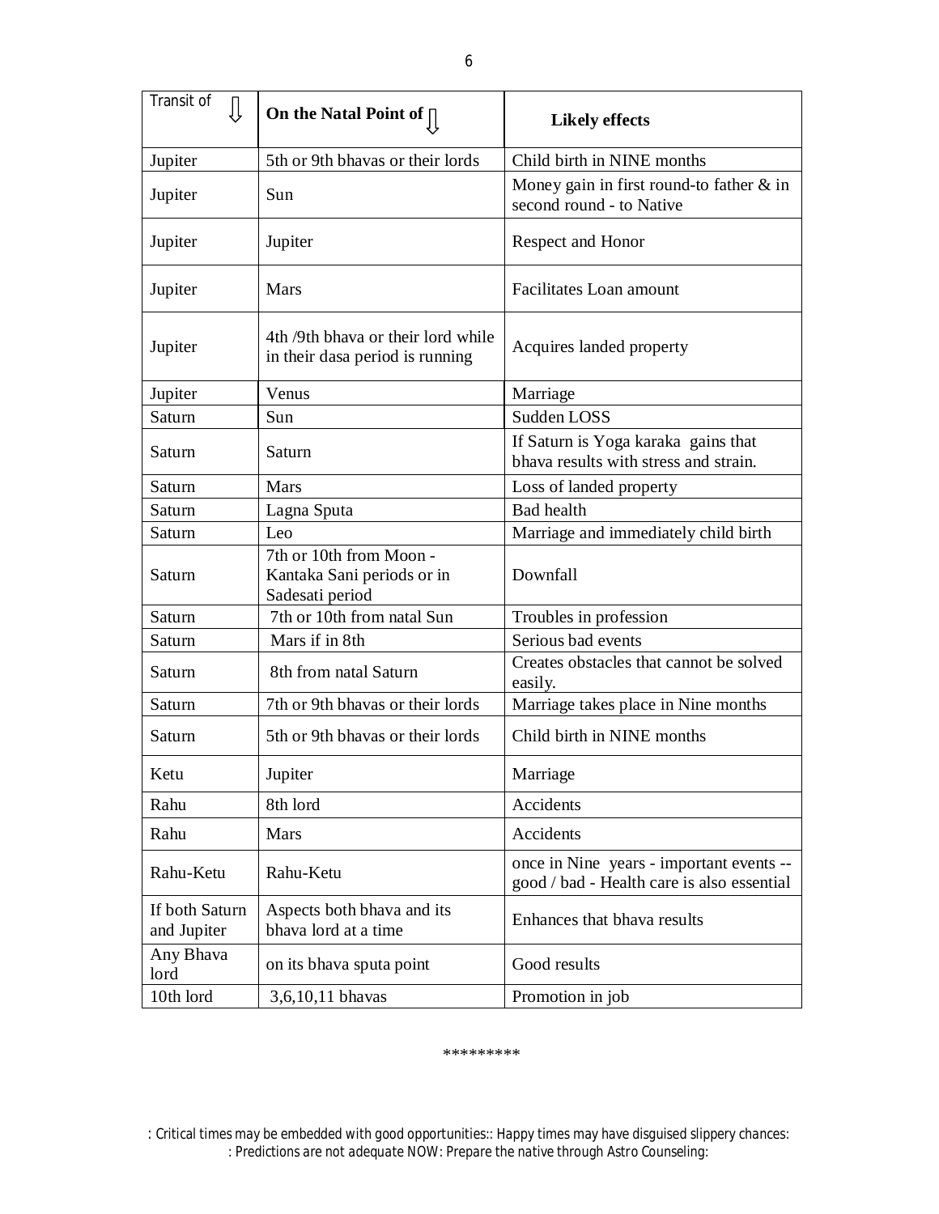| Transit of ⇩ | On the Natal Point of ⇩ | Likely effects |
|---|---|---|
| Jupiter | 5th or 9th bhavas or their lords | Child birth in NINE months |
| Jupiter | Sun | Money gain in first round-to father & in second round - to Native |
| Jupiter | Jupiter | Respect and Honor |
| Jupiter | Mars | Facilitates Loan amount |
| Jupiter | 4th /9th bhava or their lord while in their dasa period is running | Acquires landed property |
| Jupiter | Venus | Marriage |
| Saturn | Sun | Sudden LOSS |
| Saturn | Saturn | If Saturn is Yoga karaka gains that bhava results with stress and strain. |
| Saturn | Mars | Loss of landed property |
| Saturn | Lagna Sputa | Bad health |
| Saturn | Leo | Marriage and immediately child birth |
| Saturn | 7th or 10th from Moon - Kantaka Sani periods or in Sadesati period | Downfall |
| Saturn | 7th or 10th from natal Sun | Troubles in profession |
| Saturn | Mars if in 8th | Serious bad events |
| Saturn | 8th from natal Saturn | Creates obstacles that cannot be solved easily. |
| Saturn | 7th or 9th bhavas or their lords | Marriage takes place in Nine months |
| Saturn | 5th or 9th bhavas or their lords | Child birth in NINE months |
| Ketu | Jupiter | Marriage |
| Rahu | 8th lord | Accidents |
| Rahu | Mars | Accidents |
| Rahu-Ketu | Rahu-Ketu | once in Nine years - important events -- good / bad - Health care is also essential |
| If both Saturn and Jupiter | Aspects both bhava and its bhava lord at a time | Enhances that bhava results |
| Any Bhava lord | on its bhava sputa point | Good results |
| 10th lord | 3,6,10,11 bhavas | Promotion in job |

*********

: Critical times may be embedded with good opportunities:: Happy times may have disguised slippery chances:
: Predictions are not adequate NOW: Prepare the native through Astro Counseling: